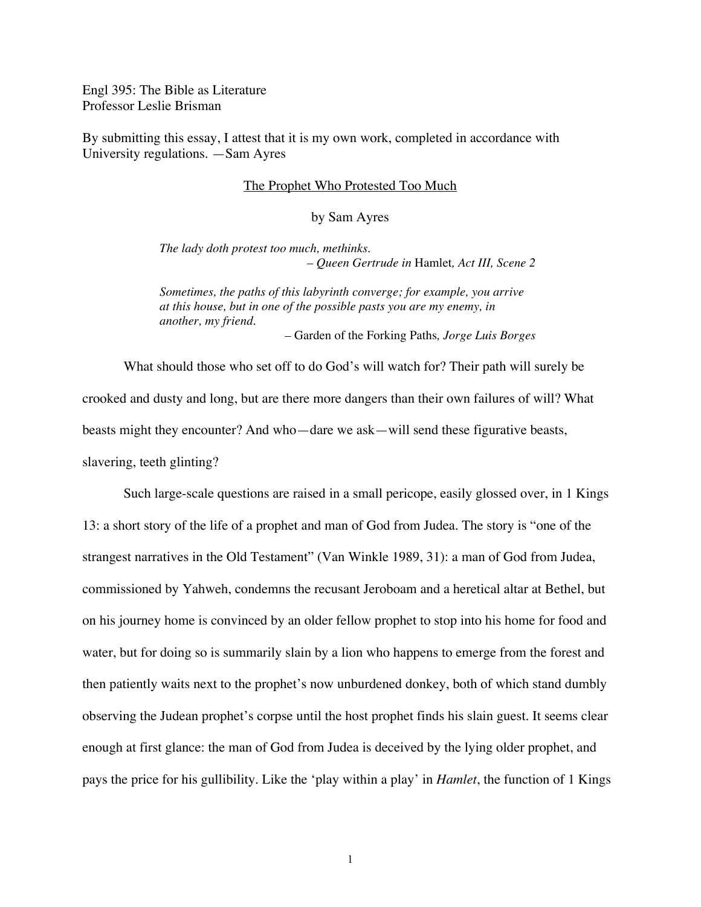Engl 395: The Bible as Literature
Professor Leslie Brisman

By submitting this essay, I attest that it is my own work, completed in accordance with University regulations. —Sam Ayres

# The Prophet Who Protested Too Much

by Sam Ayres

> *The lady doth protest too much, methinks.*
> – *Queen Gertrude in* Hamlet*, Act III, Scene 2*

> *Sometimes, the paths of this labyrinth converge; for example, you arrive at this house, but in one of the possible pasts you are my enemy, in another, my friend.*
> – Garden of the Forking Paths*, Jorge Luis Borges*

What should those who set off to do God's will watch for? Their path will surely be crooked and dusty and long, but are there more dangers than their own failures of will? What beasts might they encounter? And who—dare we ask—will send these figurative beasts, slavering, teeth glinting?

Such large-scale questions are raised in a small pericope, easily glossed over, in 1 Kings 13: a short story of the life of a prophet and man of God from Judea. The story is "one of the strangest narratives in the Old Testament" (Van Winkle 1989, 31): a man of God from Judea, commissioned by Yahweh, condemns the recusant Jeroboam and a heretical altar at Bethel, but on his journey home is convinced by an older fellow prophet to stop into his home for food and water, but for doing so is summarily slain by a lion who happens to emerge from the forest and then patiently waits next to the prophet's now unburdened donkey, both of which stand dumbly observing the Judean prophet's corpse until the host prophet finds his slain guest. It seems clear enough at first glance: the man of God from Judea is deceived by the lying older prophet, and pays the price for his gullibility. Like the 'play within a play' in *Hamlet*, the function of 1 Kings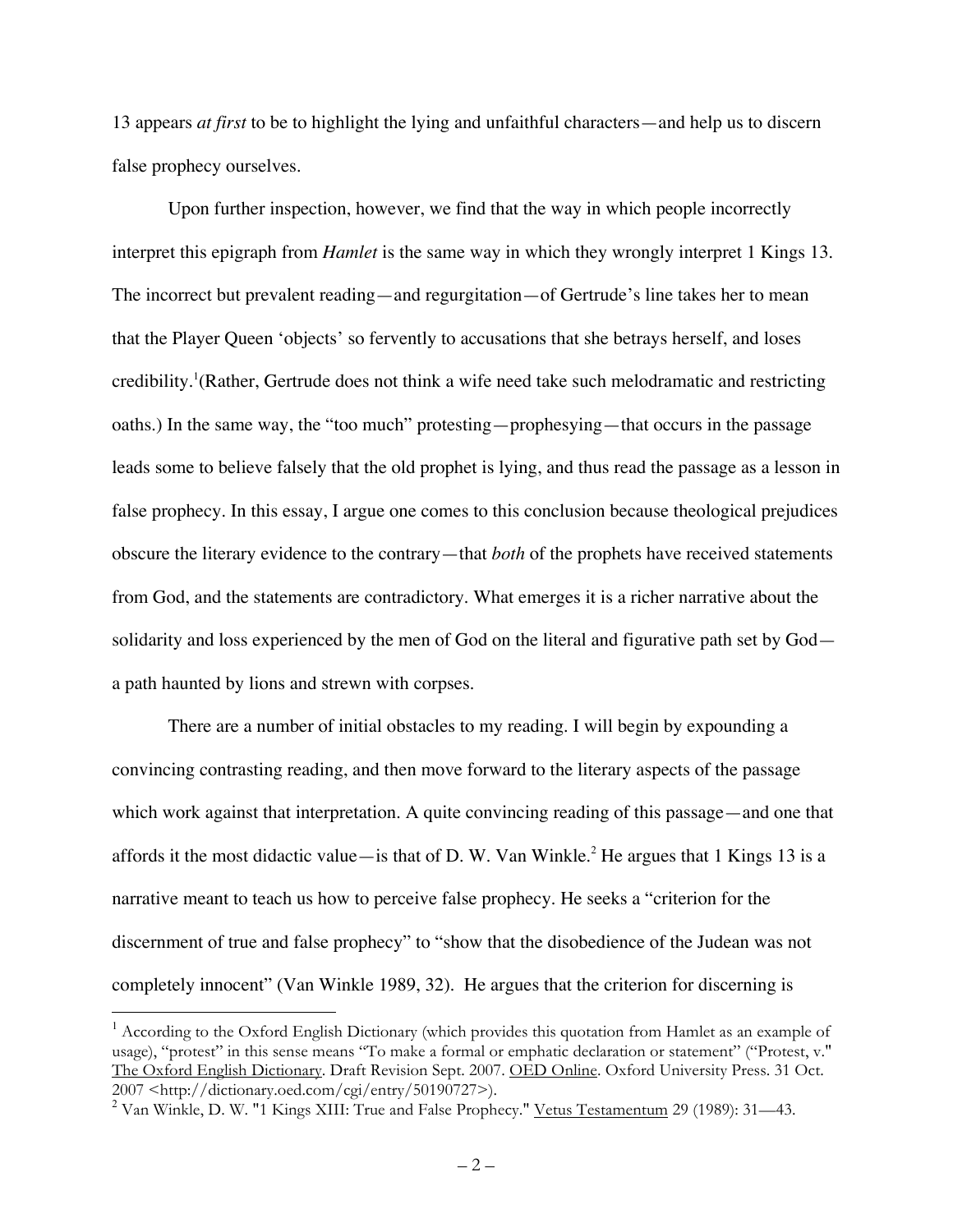13 appears *at first* to be to highlight the lying and unfaithful characters—and help us to discern false prophecy ourselves.

Upon further inspection, however, we find that the way in which people incorrectly interpret this epigraph from *Hamlet* is the same way in which they wrongly interpret 1 Kings 13. The incorrect but prevalent reading—and regurgitation—of Gertrude's line takes her to mean that the Player Queen 'objects' so fervently to accusations that she betrays herself, and loses credibility.[1](Rather, Gertrude does not think a wife need take such melodramatic and restricting oaths.) In the same way, the "too much" protesting—prophesying—that occurs in the passage leads some to believe falsely that the old prophet is lying, and thus read the passage as a lesson in false prophecy. In this essay, I argue one comes to this conclusion because theological prejudices obscure the literary evidence to the contrary—that *both* of the prophets have received statements from God, and the statements are contradictory. What emerges it is a richer narrative about the solidarity and loss experienced by the men of God on the literal and figurative path set by God—a path haunted by lions and strewn with corpses.

There are a number of initial obstacles to my reading. I will begin by expounding a convincing contrasting reading, and then move forward to the literary aspects of the passage which work against that interpretation. A quite convincing reading of this passage—and one that affords it the most didactic value—is that of D. W. Van Winkle.[2] He argues that 1 Kings 13 is a narrative meant to teach us how to perceive false prophecy. He seeks a "criterion for the discernment of true and false prophecy" to "show that the disobedience of the Judean was not completely innocent" (Van Winkle 1989, 32). He argues that the criterion for discerning is

---

[1] According to the Oxford English Dictionary (which provides this quotation from Hamlet as an example of usage), "protest" in this sense means "To make a formal or emphatic declaration or statement" ("Protest, v." The Oxford English Dictionary. Draft Revision Sept. 2007. OED Online. Oxford University Press. 31 Oct. 2007 <http://dictionary.oed.com/cgi/entry/50190727>).

[2] Van Winkle, D. W. "1 Kings XIII: True and False Prophecy." Vetus Testamentum 29 (1989): 31—43.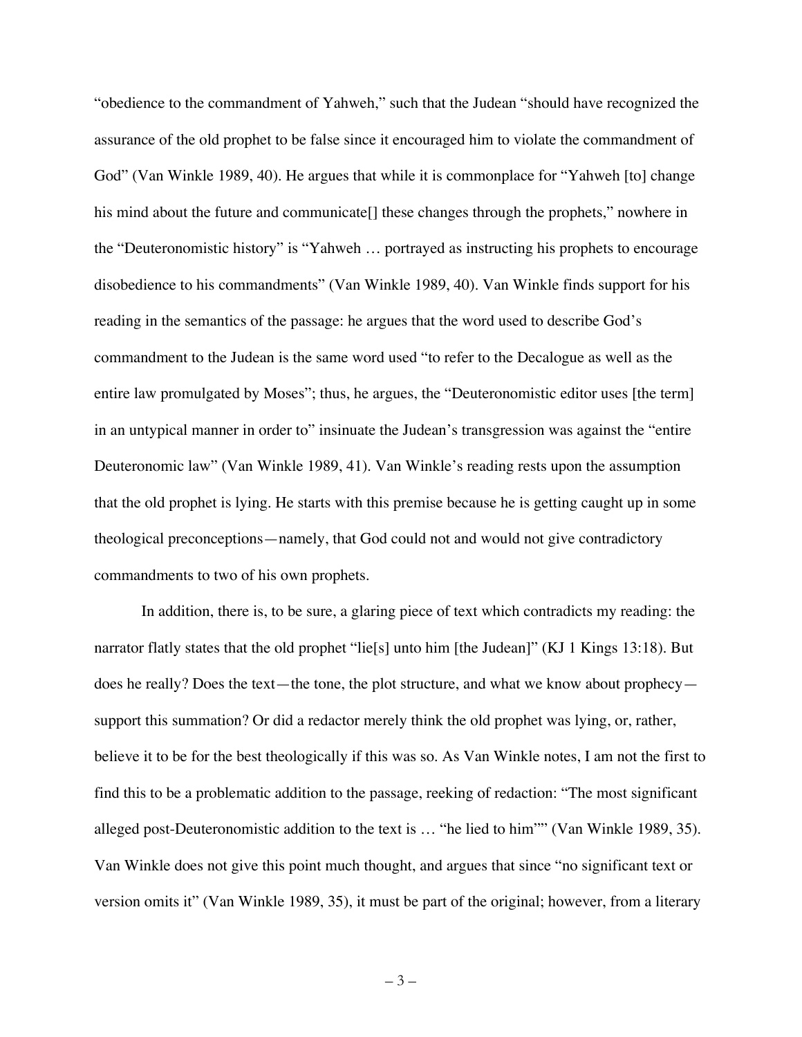"obedience to the commandment of Yahweh," such that the Judean "should have recognized the assurance of the old prophet to be false since it encouraged him to violate the commandment of God" (Van Winkle 1989, 40). He argues that while it is commonplace for "Yahweh [to] change his mind about the future and communicate[] these changes through the prophets," nowhere in the "Deuteronomistic history" is "Yahweh … portrayed as instructing his prophets to encourage disobedience to his commandments" (Van Winkle 1989, 40). Van Winkle finds support for his reading in the semantics of the passage: he argues that the word used to describe God's commandment to the Judean is the same word used "to refer to the Decalogue as well as the entire law promulgated by Moses"; thus, he argues, the "Deuteronomistic editor uses [the term] in an untypical manner in order to" insinuate the Judean's transgression was against the "entire Deuteronomic law" (Van Winkle 1989, 41). Van Winkle's reading rests upon the assumption that the old prophet is lying. He starts with this premise because he is getting caught up in some theological preconceptions—namely, that God could not and would not give contradictory commandments to two of his own prophets.

In addition, there is, to be sure, a glaring piece of text which contradicts my reading: the narrator flatly states that the old prophet "lie[s] unto him [the Judean]" (KJ 1 Kings 13:18). But does he really? Does the text—the tone, the plot structure, and what we know about prophecy—support this summation? Or did a redactor merely think the old prophet was lying, or, rather, believe it to be for the best theologically if this was so. As Van Winkle notes, I am not the first to find this to be a problematic addition to the passage, reeking of redaction: "The most significant alleged post-Deuteronomistic addition to the text is … "he lied to him"" (Van Winkle 1989, 35). Van Winkle does not give this point much thought, and argues that since "no significant text or version omits it" (Van Winkle 1989, 35), it must be part of the original; however, from a literary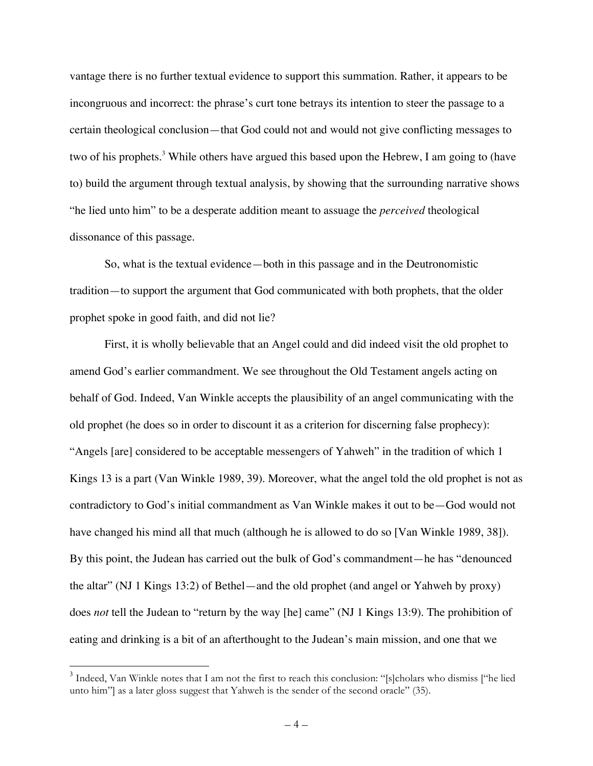vantage there is no further textual evidence to support this summation. Rather, it appears to be incongruous and incorrect: the phrase's curt tone betrays its intention to steer the passage to a certain theological conclusion—that God could not and would not give conflicting messages to two of his prophets.[3] While others have argued this based upon the Hebrew, I am going to (have to) build the argument through textual analysis, by showing that the surrounding narrative shows "he lied unto him" to be a desperate addition meant to assuage the *perceived* theological dissonance of this passage.

So, what is the textual evidence—both in this passage and in the Deutronomistic tradition—to support the argument that God communicated with both prophets, that the older prophet spoke in good faith, and did not lie?

First, it is wholly believable that an Angel could and did indeed visit the old prophet to amend God's earlier commandment. We see throughout the Old Testament angels acting on behalf of God. Indeed, Van Winkle accepts the plausibility of an angel communicating with the old prophet (he does so in order to discount it as a criterion for discerning false prophecy): "Angels [are] considered to be acceptable messengers of Yahweh" in the tradition of which 1 Kings 13 is a part (Van Winkle 1989, 39). Moreover, what the angel told the old prophet is not as contradictory to God's initial commandment as Van Winkle makes it out to be—God would not have changed his mind all that much (although he is allowed to do so [Van Winkle 1989, 38]). By this point, the Judean has carried out the bulk of God's commandment—he has "denounced the altar" (NJ 1 Kings 13:2) of Bethel—and the old prophet (and angel or Yahweh by proxy) does *not* tell the Judean to "return by the way [he] came" (NJ 1 Kings 13:9). The prohibition of eating and drinking is a bit of an afterthought to the Judean's main mission, and one that we

[3] Indeed, Van Winkle notes that I am not the first to reach this conclusion: "[s]cholars who dismiss ["he lied unto him"] as a later gloss suggest that Yahweh is the sender of the second oracle" (35).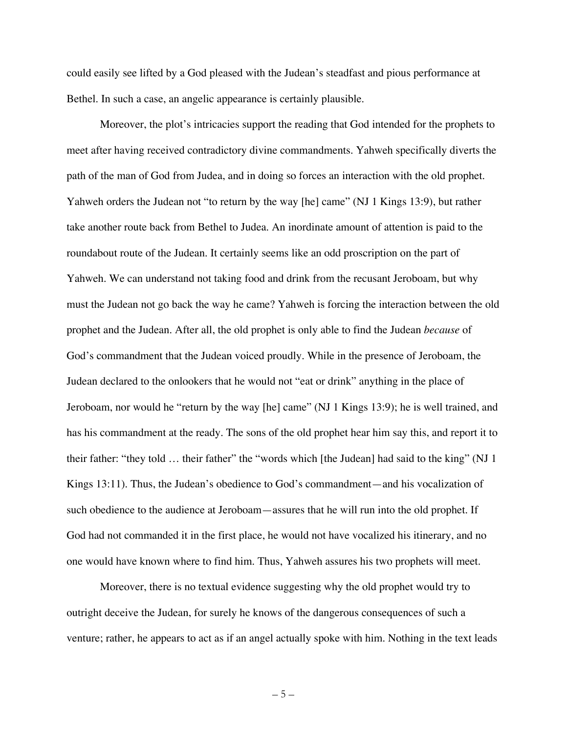could easily see lifted by a God pleased with the Judean's steadfast and pious performance at Bethel. In such a case, an angelic appearance is certainly plausible.

Moreover, the plot's intricacies support the reading that God intended for the prophets to meet after having received contradictory divine commandments. Yahweh specifically diverts the path of the man of God from Judea, and in doing so forces an interaction with the old prophet. Yahweh orders the Judean not "to return by the way [he] came" (NJ 1 Kings 13:9), but rather take another route back from Bethel to Judea. An inordinate amount of attention is paid to the roundabout route of the Judean. It certainly seems like an odd proscription on the part of Yahweh. We can understand not taking food and drink from the recusant Jeroboam, but why must the Judean not go back the way he came? Yahweh is forcing the interaction between the old prophet and the Judean. After all, the old prophet is only able to find the Judean *because* of God's commandment that the Judean voiced proudly. While in the presence of Jeroboam, the Judean declared to the onlookers that he would not "eat or drink" anything in the place of Jeroboam, nor would he "return by the way [he] came" (NJ 1 Kings 13:9); he is well trained, and has his commandment at the ready. The sons of the old prophet hear him say this, and report it to their father: "they told … their father" the "words which [the Judean] had said to the king" (NJ 1 Kings 13:11). Thus, the Judean's obedience to God's commandment—and his vocalization of such obedience to the audience at Jeroboam—assures that he will run into the old prophet. If God had not commanded it in the first place, he would not have vocalized his itinerary, and no one would have known where to find him. Thus, Yahweh assures his two prophets will meet.

Moreover, there is no textual evidence suggesting why the old prophet would try to outright deceive the Judean, for surely he knows of the dangerous consequences of such a venture; rather, he appears to act as if an angel actually spoke with him. Nothing in the text leads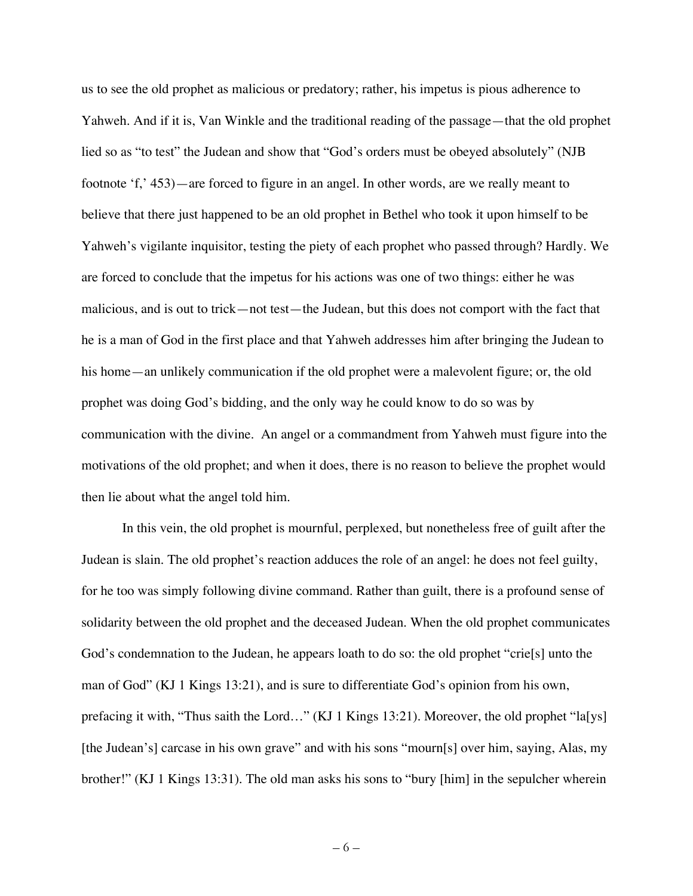us to see the old prophet as malicious or predatory; rather, his impetus is pious adherence to Yahweh. And if it is, Van Winkle and the traditional reading of the passage—that the old prophet lied so as "to test" the Judean and show that "God's orders must be obeyed absolutely" (NJB footnote 'f,' 453)—are forced to figure in an angel. In other words, are we really meant to believe that there just happened to be an old prophet in Bethel who took it upon himself to be Yahweh's vigilante inquisitor, testing the piety of each prophet who passed through? Hardly. We are forced to conclude that the impetus for his actions was one of two things: either he was malicious, and is out to trick—not test—the Judean, but this does not comport with the fact that he is a man of God in the first place and that Yahweh addresses him after bringing the Judean to his home—an unlikely communication if the old prophet were a malevolent figure; or, the old prophet was doing God's bidding, and the only way he could know to do so was by communication with the divine. An angel or a commandment from Yahweh must figure into the motivations of the old prophet; and when it does, there is no reason to believe the prophet would then lie about what the angel told him.

In this vein, the old prophet is mournful, perplexed, but nonetheless free of guilt after the Judean is slain. The old prophet's reaction adduces the role of an angel: he does not feel guilty, for he too was simply following divine command. Rather than guilt, there is a profound sense of solidarity between the old prophet and the deceased Judean. When the old prophet communicates God's condemnation to the Judean, he appears loath to do so: the old prophet "crie[s] unto the man of God" (KJ 1 Kings 13:21), and is sure to differentiate God's opinion from his own, prefacing it with, "Thus saith the Lord…" (KJ 1 Kings 13:21). Moreover, the old prophet "la[ys] [the Judean's] carcase in his own grave" and with his sons "mourn[s] over him, saying, Alas, my brother!" (KJ 1 Kings 13:31). The old man asks his sons to "bury [him] in the sepulcher wherein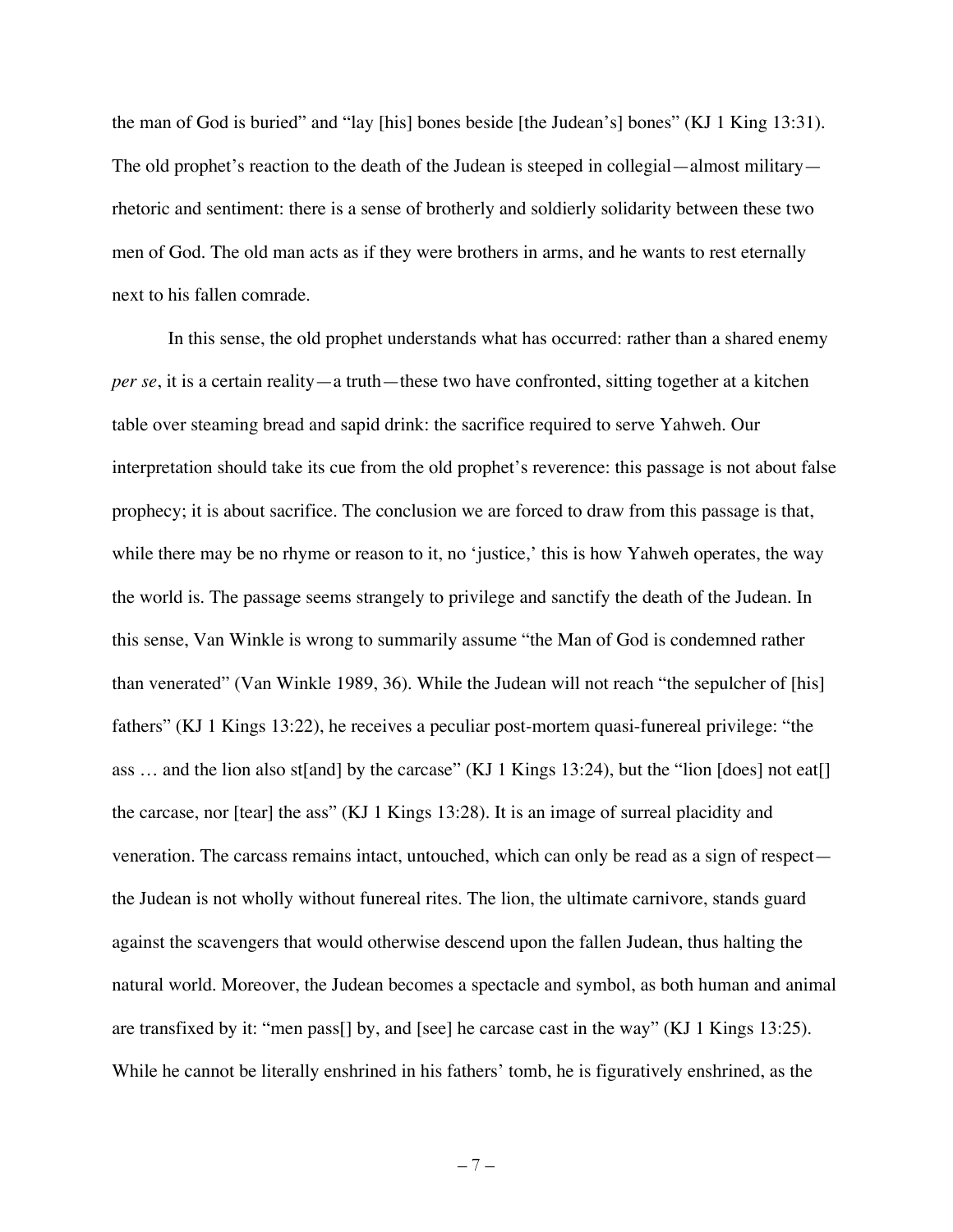the man of God is buried" and "lay [his] bones beside [the Judean's] bones" (KJ 1 King 13:31). The old prophet's reaction to the death of the Judean is steeped in collegial—almost military—rhetoric and sentiment: there is a sense of brotherly and soldierly solidarity between these two men of God. The old man acts as if they were brothers in arms, and he wants to rest eternally next to his fallen comrade.

In this sense, the old prophet understands what has occurred: rather than a shared enemy *per se*, it is a certain reality—a truth—these two have confronted, sitting together at a kitchen table over steaming bread and sapid drink: the sacrifice required to serve Yahweh. Our interpretation should take its cue from the old prophet's reverence: this passage is not about false prophecy; it is about sacrifice. The conclusion we are forced to draw from this passage is that, while there may be no rhyme or reason to it, no 'justice,' this is how Yahweh operates, the way the world is. The passage seems strangely to privilege and sanctify the death of the Judean. In this sense, Van Winkle is wrong to summarily assume "the Man of God is condemned rather than venerated" (Van Winkle 1989, 36). While the Judean will not reach "the sepulcher of [his] fathers" (KJ 1 Kings 13:22), he receives a peculiar post-mortem quasi-funereal privilege: "the ass … and the lion also st[and] by the carcase" (KJ 1 Kings 13:24), but the "lion [does] not eat[] the carcase, nor [tear] the ass" (KJ 1 Kings 13:28). It is an image of surreal placidity and veneration. The carcass remains intact, untouched, which can only be read as a sign of respect—the Judean is not wholly without funereal rites. The lion, the ultimate carnivore, stands guard against the scavengers that would otherwise descend upon the fallen Judean, thus halting the natural world. Moreover, the Judean becomes a spectacle and symbol, as both human and animal are transfixed by it: "men pass[] by, and [see] he carcase cast in the way" (KJ 1 Kings 13:25). While he cannot be literally enshrined in his fathers' tomb, he is figuratively enshrined, as the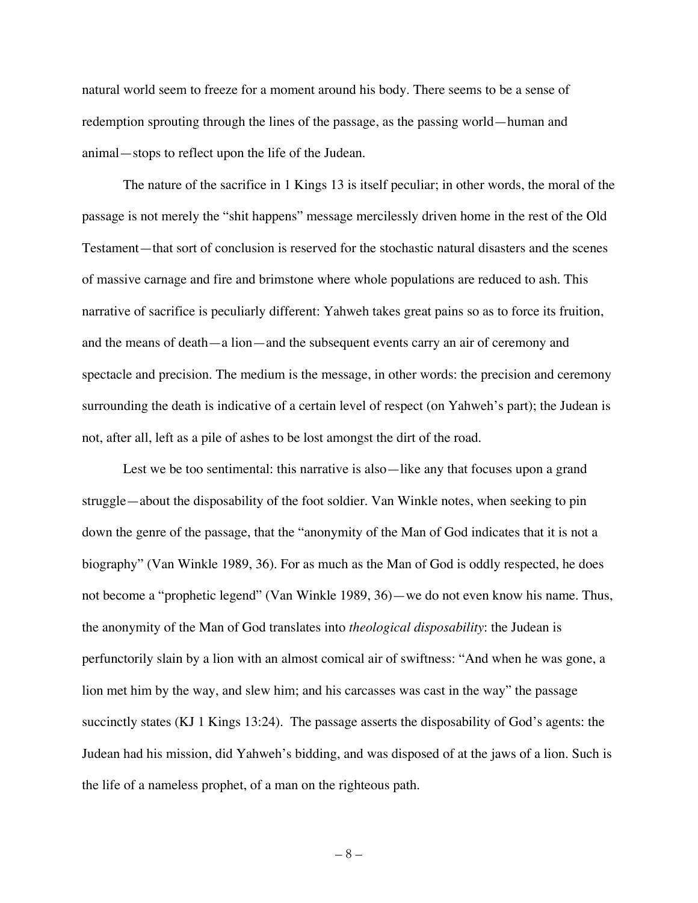natural world seem to freeze for a moment around his body. There seems to be a sense of redemption sprouting through the lines of the passage, as the passing world—human and animal—stops to reflect upon the life of the Judean.

The nature of the sacrifice in 1 Kings 13 is itself peculiar; in other words, the moral of the passage is not merely the "shit happens" message mercilessly driven home in the rest of the Old Testament—that sort of conclusion is reserved for the stochastic natural disasters and the scenes of massive carnage and fire and brimstone where whole populations are reduced to ash. This narrative of sacrifice is peculiarly different: Yahweh takes great pains so as to force its fruition, and the means of death—a lion—and the subsequent events carry an air of ceremony and spectacle and precision. The medium is the message, in other words: the precision and ceremony surrounding the death is indicative of a certain level of respect (on Yahweh's part); the Judean is not, after all, left as a pile of ashes to be lost amongst the dirt of the road.

Lest we be too sentimental: this narrative is also—like any that focuses upon a grand struggle—about the disposability of the foot soldier. Van Winkle notes, when seeking to pin down the genre of the passage, that the "anonymity of the Man of God indicates that it is not a biography" (Van Winkle 1989, 36). For as much as the Man of God is oddly respected, he does not become a "prophetic legend" (Van Winkle 1989, 36)—we do not even know his name. Thus, the anonymity of the Man of God translates into *theological disposability*: the Judean is perfunctorily slain by a lion with an almost comical air of swiftness: "And when he was gone, a lion met him by the way, and slew him; and his carcasses was cast in the way" the passage succinctly states (KJ 1 Kings 13:24). The passage asserts the disposability of God's agents: the Judean had his mission, did Yahweh's bidding, and was disposed of at the jaws of a lion. Such is the life of a nameless prophet, of a man on the righteous path.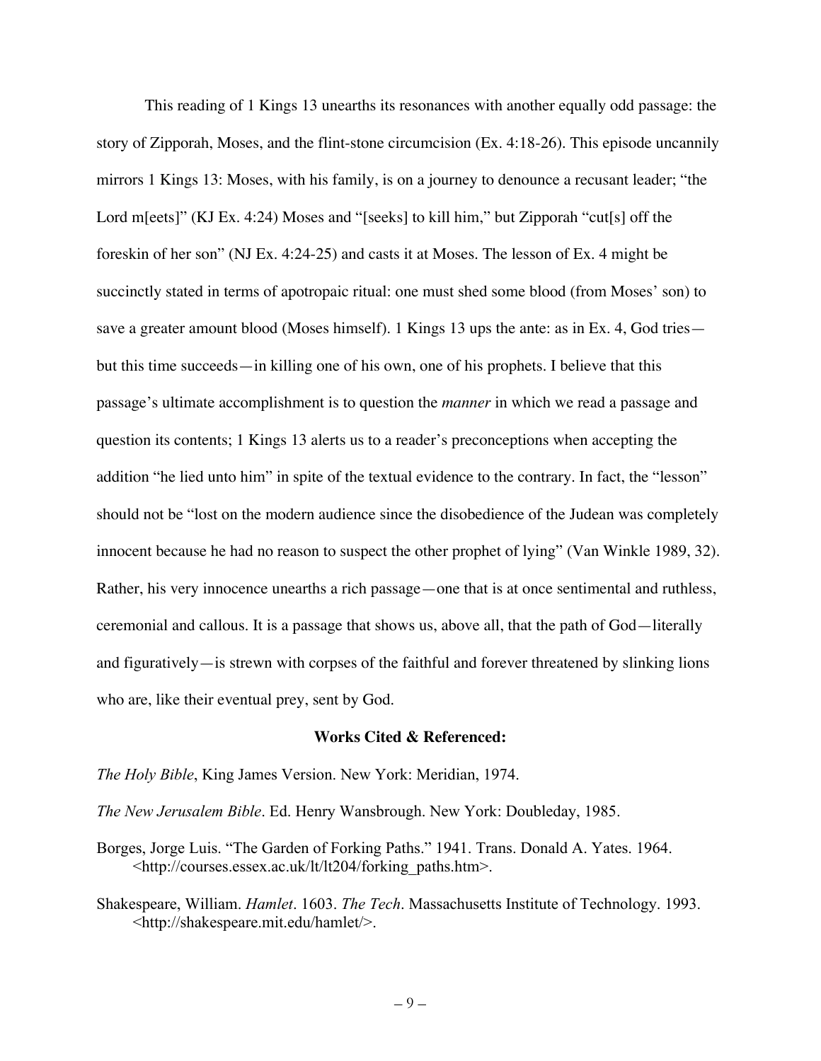This reading of 1 Kings 13 unearths its resonances with another equally odd passage: the story of Zipporah, Moses, and the flint-stone circumcision (Ex. 4:18-26). This episode uncannily mirrors 1 Kings 13: Moses, with his family, is on a journey to denounce a recusant leader; "the Lord m[eets]" (KJ Ex. 4:24) Moses and "[seeks] to kill him," but Zipporah "cut[s] off the foreskin of her son" (NJ Ex. 4:24-25) and casts it at Moses. The lesson of Ex. 4 might be succinctly stated in terms of apotropaic ritual: one must shed some blood (from Moses' son) to save a greater amount blood (Moses himself). 1 Kings 13 ups the ante: as in Ex. 4, God tries—but this time succeeds—in killing one of his own, one of his prophets. I believe that this passage's ultimate accomplishment is to question the *manner* in which we read a passage and question its contents; 1 Kings 13 alerts us to a reader's preconceptions when accepting the addition "he lied unto him" in spite of the textual evidence to the contrary. In fact, the "lesson" should not be "lost on the modern audience since the disobedience of the Judean was completely innocent because he had no reason to suspect the other prophet of lying" (Van Winkle 1989, 32). Rather, his very innocence unearths a rich passage—one that is at once sentimental and ruthless, ceremonial and callous. It is a passage that shows us, above all, that the path of God—literally and figuratively—is strewn with corpses of the faithful and forever threatened by slinking lions who are, like their eventual prey, sent by God.

## Works Cited & Referenced:

*The Holy Bible*, King James Version. New York: Meridian, 1974.

*The New Jerusalem Bible*. Ed. Henry Wansbrough. New York: Doubleday, 1985.

Borges, Jorge Luis. "The Garden of Forking Paths." 1941. Trans. Donald A. Yates. 1964. <http://courses.essex.ac.uk/lt/lt204/forking_paths.htm>.

Shakespeare, William. *Hamlet*. 1603. *The Tech*. Massachusetts Institute of Technology. 1993. <http://shakespeare.mit.edu/hamlet/>.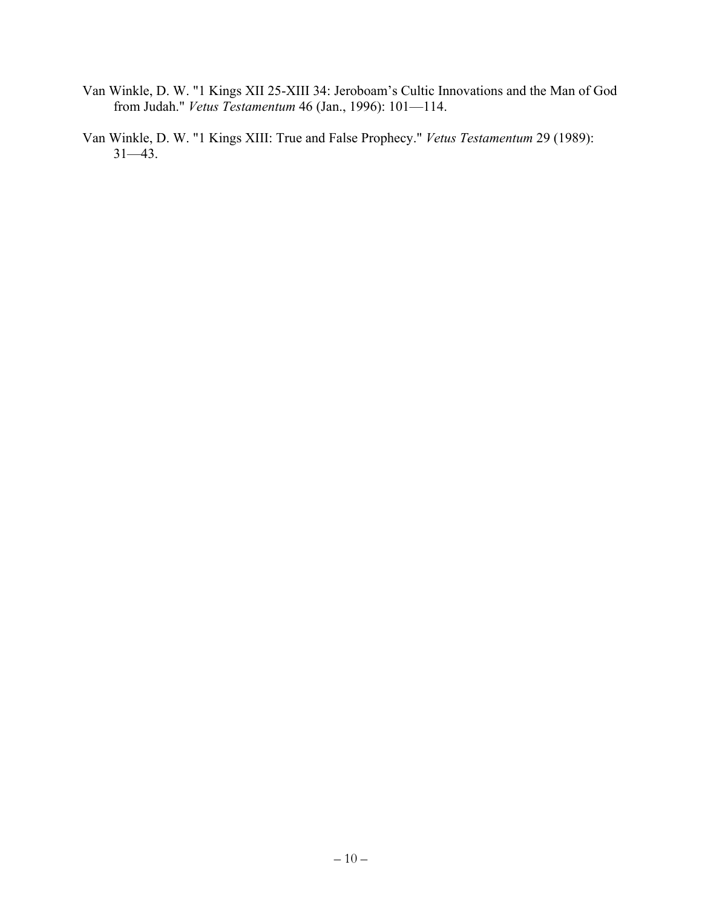Van Winkle, D. W. "1 Kings XII 25-XIII 34: Jeroboam's Cultic Innovations and the Man of God from Judah." *Vetus Testamentum* 46 (Jan., 1996): 101—114.

Van Winkle, D. W. "1 Kings XIII: True and False Prophecy." *Vetus Testamentum* 29 (1989): 31—43.